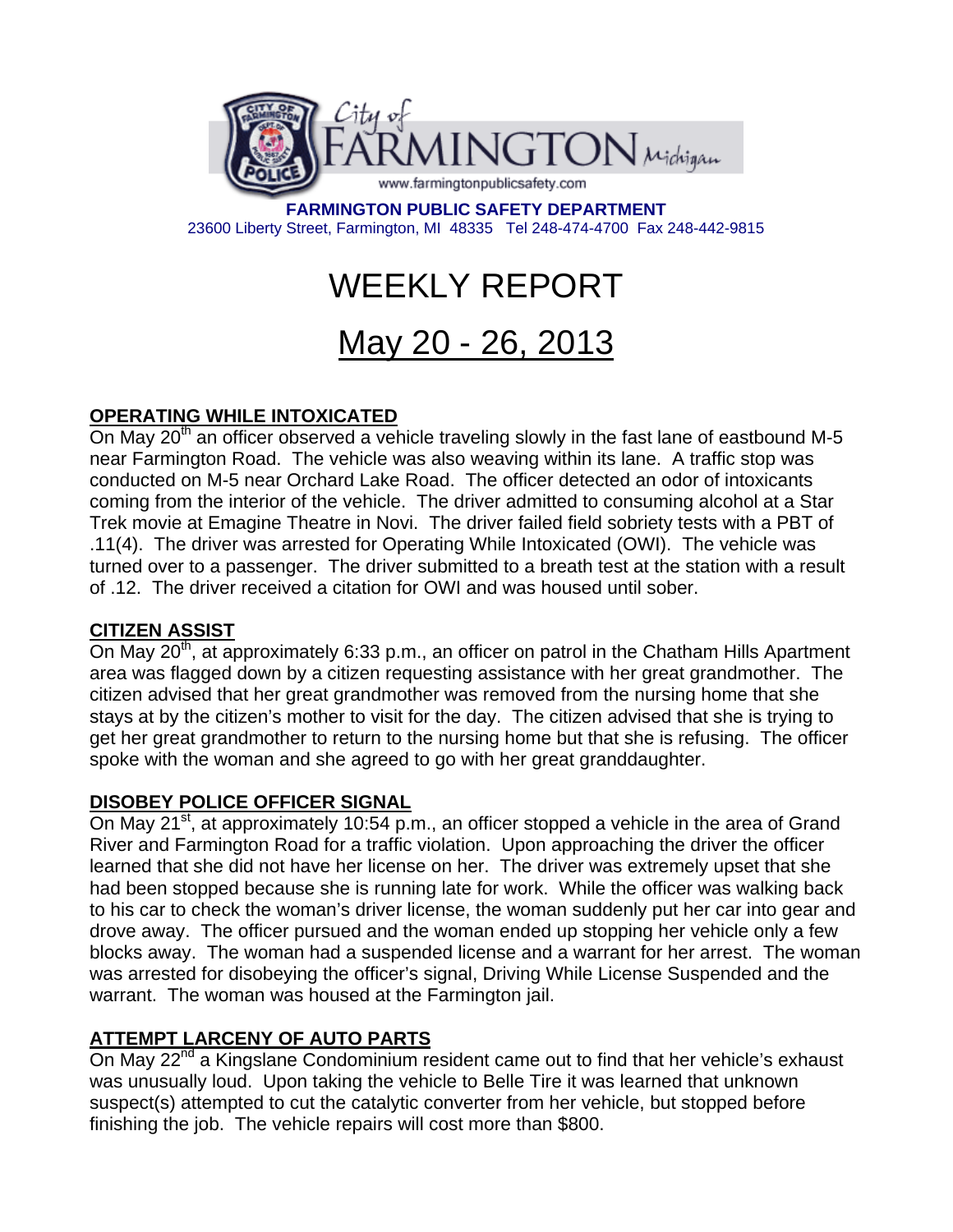City of FARMINGTON Michigan

www.farmingtonpublicsafety.com

**FARMINGTON PUBLIC SAFETY DEPARTMENT**

23600 Liberty Street, Farmington, MI 48335 Tel 248-474-4700 Fax 248-442-9815

# WEEKLY REPORT

## May 20 - 26, 2013

### OPERATING WHILE INTOXICATED

On May 20th an officer observed a vehicle traveling slowly in the fast lane of eastbound M-5 near Farmington Road. The vehicle was also weaving within its lane. A traffic stop was conducted on M-5 near Orchard Lake Road. The officer detected an odor of intoxicants coming from the interior of the vehicle. The driver admitted to consuming alcohol at a Star Trek movie at Emagine Theatre in Novi. The driver failed field sobriety tests with a PBT of .11(4). The driver was arrested for Operating While Intoxicated (OWI). The vehicle was turned over to a passenger. The driver submitted to a breath test at the station with a result of .12. The driver received a citation for OWI and was housed until sober.

### CITIZEN ASSIST

On May 20th, at approximately 6:33 p.m., an officer on patrol in the Chatham Hills Apartment area was flagged down by a citizen requesting assistance with her great grandmother. The citizen advised that her great grandmother was removed from the nursing home that she stays at by the citizen's mother to visit for the day. The citizen advised that she is trying to get her great grandmother to return to the nursing home but that she is refusing. The officer spoke with the woman and she agreed to go with her great granddaughter.

### DISOBEY POLICE OFFICER SIGNAL

On May 21st, at approximately 10:54 p.m., an officer stopped a vehicle in the area of Grand River and Farmington Road for a traffic violation. Upon approaching the driver the officer learned that she did not have her license on her. The driver was extremely upset that she had been stopped because she is running late for work. While the officer was walking back to his car to check the woman's driver license, the woman suddenly put her car into gear and drove away. The officer pursued and the woman ended up stopping her vehicle only a few blocks away. The woman had a suspended license and a warrant for her arrest. The woman was arrested for disobeying the officer's signal, Driving While License Suspended and the warrant. The woman was housed at the Farmington jail.

### ATTEMPT LARCENY OF AUTO PARTS

On May 22nd a Kingslane Condominium resident came out to find that her vehicle's exhaust was unusually loud. Upon taking the vehicle to Belle Tire it was learned that unknown suspect(s) attempted to cut the catalytic converter from her vehicle, but stopped before finishing the job. The vehicle repairs will cost more than $800.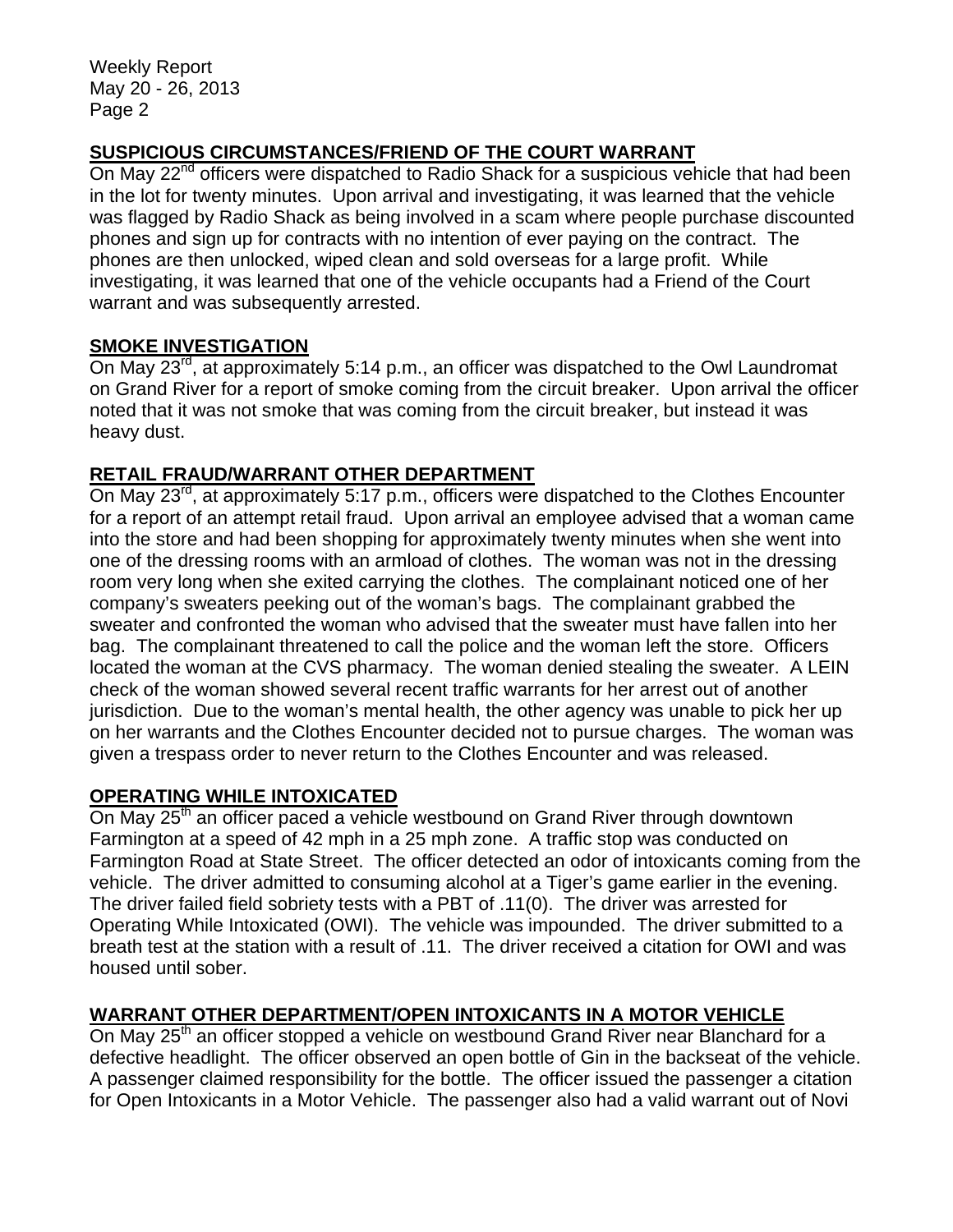## SUSPICIOUS CIRCUMSTANCES/FRIEND OF THE COURT WARRANT

On May 22nd officers were dispatched to Radio Shack for a suspicious vehicle that had been in the lot for twenty minutes. Upon arrival and investigating, it was learned that the vehicle was flagged by Radio Shack as being involved in a scam where people purchase discounted phones and sign up for contracts with no intention of ever paying on the contract. The phones are then unlocked, wiped clean and sold overseas for a large profit. While investigating, it was learned that one of the vehicle occupants had a Friend of the Court warrant and was subsequently arrested.

## SMOKE INVESTIGATION

On May 23rd, at approximately 5:14 p.m., an officer was dispatched to the Owl Laundromat on Grand River for a report of smoke coming from the circuit breaker. Upon arrival the officer noted that it was not smoke that was coming from the circuit breaker, but instead it was heavy dust.

## RETAIL FRAUD/WARRANT OTHER DEPARTMENT

On May 23rd, at approximately 5:17 p.m., officers were dispatched to the Clothes Encounter for a report of an attempt retail fraud. Upon arrival an employee advised that a woman came into the store and had been shopping for approximately twenty minutes when she went into one of the dressing rooms with an armload of clothes. The woman was not in the dressing room very long when she exited carrying the clothes. The complainant noticed one of her company's sweaters peeking out of the woman's bags. The complainant grabbed the sweater and confronted the woman who advised that the sweater must have fallen into her bag. The complainant threatened to call the police and the woman left the store. Officers located the woman at the CVS pharmacy. The woman denied stealing the sweater. A LEIN check of the woman showed several recent traffic warrants for her arrest out of another jurisdiction. Due to the woman's mental health, the other agency was unable to pick her up on her warrants and the Clothes Encounter decided not to pursue charges. The woman was given a trespass order to never return to the Clothes Encounter and was released.

## OPERATING WHILE INTOXICATED

On May 25th an officer paced a vehicle westbound on Grand River through downtown Farmington at a speed of 42 mph in a 25 mph zone. A traffic stop was conducted on Farmington Road at State Street. The officer detected an odor of intoxicants coming from the vehicle. The driver admitted to consuming alcohol at a Tiger's game earlier in the evening. The driver failed field sobriety tests with a PBT of .11(0). The driver was arrested for Operating While Intoxicated (OWI). The vehicle was impounded. The driver submitted to a breath test at the station with a result of .11. The driver received a citation for OWI and was housed until sober.

## WARRANT OTHER DEPARTMENT/OPEN INTOXICANTS IN A MOTOR VEHICLE

On May 25th an officer stopped a vehicle on westbound Grand River near Blanchard for a defective headlight. The officer observed an open bottle of Gin in the backseat of the vehicle. A passenger claimed responsibility for the bottle. The officer issued the passenger a citation for Open Intoxicants in a Motor Vehicle. The passenger also had a valid warrant out of Novi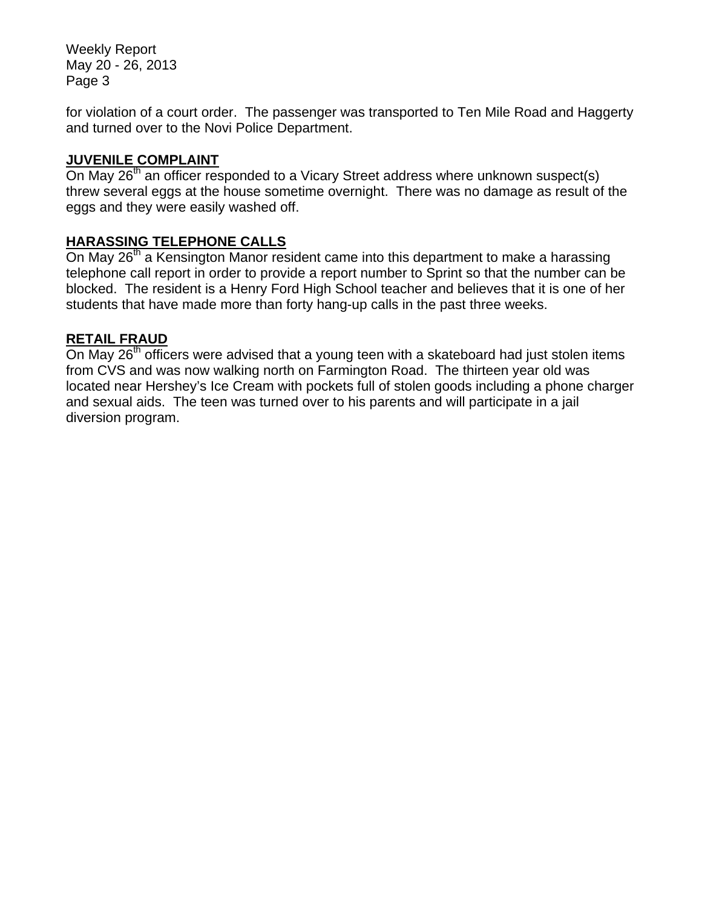for violation of a court order. The passenger was transported to Ten Mile Road and Haggerty and turned over to the Novi Police Department.

**JUVENILE COMPLAINT**

On May 26th an officer responded to a Vicary Street address where unknown suspect(s) threw several eggs at the house sometime overnight. There was no damage as result of the eggs and they were easily washed off.

**HARASSING TELEPHONE CALLS**

On May 26th a Kensington Manor resident came into this department to make a harassing telephone call report in order to provide a report number to Sprint so that the number can be blocked. The resident is a Henry Ford High School teacher and believes that it is one of her students that have made more than forty hang-up calls in the past three weeks.

**RETAIL FRAUD**

On May 26th officers were advised that a young teen with a skateboard had just stolen items from CVS and was now walking north on Farmington Road. The thirteen year old was located near Hershey's Ice Cream with pockets full of stolen goods including a phone charger and sexual aids. The teen was turned over to his parents and will participate in a jail diversion program.